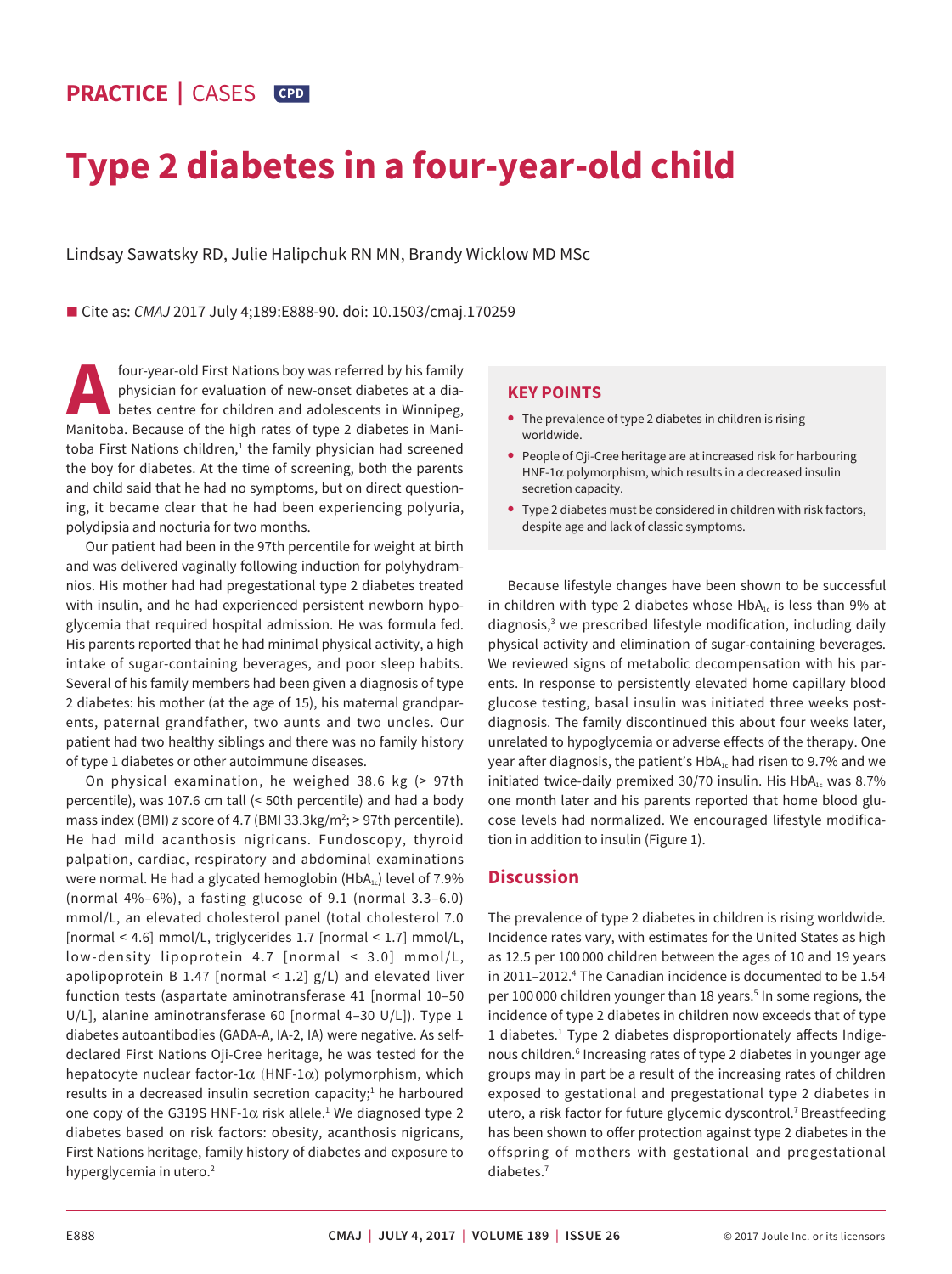PRACTICE | CASES CPD

# Type 2 diabetes in a four-year-old child

Lindsay Sawatsky RD, Julie Halipchuk RN MN, Brandy Wicklow MD MSc

■ Cite as: *CMAJ* 2017 July 4;189:E888-90. doi: 10.1503/cmaj.170259

A four-year-old First Nations boy was referred by his family physician for evaluation of new-onset diabetes at a diabetes centre for children and adolescents in Winnipeg, Manitoba. Because of the high rates of type 2 diabetes in Manitoba First Nations children,[1] the family physician had screened the boy for diabetes. At the time of screening, both the parents and child said that he had no symptoms, but on direct questioning, it became clear that he had been experiencing polyuria, polydipsia and nocturia for two months.

Our patient had been in the 97th percentile for weight at birth and was delivered vaginally following induction for polyhydramnios. His mother had had pregestational type 2 diabetes treated with insulin, and he had experienced persistent newborn hypoglycemia that required hospital admission. He was formula fed. His parents reported that he had minimal physical activity, a high intake of sugar-containing beverages, and poor sleep habits. Several of his family members had been given a diagnosis of type 2 diabetes: his mother (at the age of 15), his maternal grandparents, paternal grandfather, two aunts and two uncles. Our patient had two healthy siblings and there was no family history of type 1 diabetes or other autoimmune diseases.

On physical examination, he weighed 38.6 kg (> 97th percentile), was 107.6 cm tall (< 50th percentile) and had a body mass index (BMI) *z* score of 4.7 (BMI 33.3kg/m$^2$; > 97th percentile). He had mild acanthosis nigricans. Fundoscopy, thyroid palpation, cardiac, respiratory and abdominal examinations were normal. He had a glycated hemoglobin ($HbA_{1c}$) level of 7.9% (normal 4%–6%), a fasting glucose of 9.1 (normal 3.3–6.0) mmol/L, an elevated cholesterol panel (total cholesterol 7.0 [normal < 4.6] mmol/L, triglycerides 1.7 [normal < 1.7] mmol/L, low-density lipoprotein 4.7 [normal < 3.0] mmol/L, apolipoprotein B 1.47 [normal < 1.2] g/L) and elevated liver function tests (aspartate aminotransferase 41 [normal 10–50 U/L], alanine aminotransferase 60 [normal 4–30 U/L]). Type 1 diabetes autoantibodies (GADA-A, IA-2, IA) were negative. As self-declared First Nations Oji-Cree heritage, he was tested for the hepatocyte nuclear factor-1α (HNF-1α) polymorphism, which results in a decreased insulin secretion capacity;[1] he harboured one copy of the G319S HNF-1α risk allele.[1] We diagnosed type 2 diabetes based on risk factors: obesity, acanthosis nigricans, First Nations heritage, family history of diabetes and exposure to hyperglycemia in utero.[2]

> **KEY POINTS**
>
> - The prevalence of type 2 diabetes in children is rising worldwide.
> - People of Oji-Cree heritage are at increased risk for harbouring HNF-1α polymorphism, which results in a decreased insulin secretion capacity.
> - Type 2 diabetes must be considered in children with risk factors, despite age and lack of classic symptoms.

Because lifestyle changes have been shown to be successful in children with type 2 diabetes whose $HbA_{1c}$ is less than 9% at diagnosis,[3] we prescribed lifestyle modification, including daily physical activity and elimination of sugar-containing beverages. We reviewed signs of metabolic decompensation with his parents. In response to persistently elevated home capillary blood glucose testing, basal insulin was initiated three weeks post-diagnosis. The family discontinued this about four weeks later, unrelated to hypoglycemia or adverse effects of the therapy. One year after diagnosis, the patient's $HbA_{1c}$ had risen to 9.7% and we initiated twice-daily premixed 30/70 insulin. His $HbA_{1c}$ was 8.7% one month later and his parents reported that home blood glucose levels had normalized. We encouraged lifestyle modification in addition to insulin (Figure 1).

## Discussion

The prevalence of type 2 diabetes in children is rising worldwide. Incidence rates vary, with estimates for the United States as high as 12.5 per 100 000 children between the ages of 10 and 19 years in 2011–2012.[4] The Canadian incidence is documented to be 1.54 per 100 000 children younger than 18 years.[5] In some regions, the incidence of type 2 diabetes in children now exceeds that of type 1 diabetes.[1] Type 2 diabetes disproportionately affects Indigenous children.[6] Increasing rates of type 2 diabetes in younger age groups may in part be a result of the increasing rates of children exposed to gestational and pregestational type 2 diabetes in utero, a risk factor for future glycemic dyscontrol.[7] Breastfeeding has been shown to offer protection against type 2 diabetes in the offspring of mothers with gestational and pregestational diabetes.[7]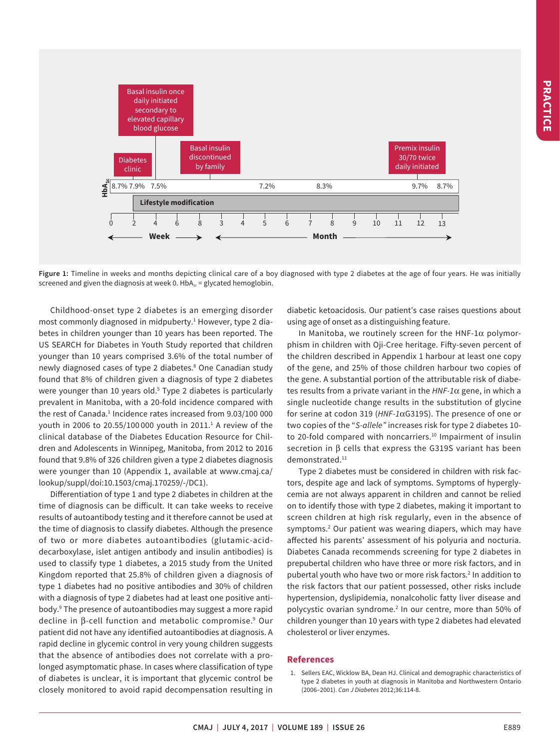Figure 1: Timeline in weeks and months depicting clinical care of a boy diagnosed with type 2 diabetes at the age of four years. He was initially screened and given the diagnosis at week 0. $HbA_{1c}$ = glycated hemoglobin.

Childhood-onset type 2 diabetes is an emerging disorder most commonly diagnosed in midpuberty.[1] However, type 2 diabetes in children younger than 10 years has been reported. The US SEARCH for Diabetes in Youth Study reported that children younger than 10 years comprised 3.6% of the total number of newly diagnosed cases of type 2 diabetes.[8] One Canadian study found that 8% of children given a diagnosis of type 2 diabetes were younger than 10 years old.[5] Type 2 diabetes is particularly prevalent in Manitoba, with a 20-fold incidence compared with the rest of Canada.[1] Incidence rates increased from 9.03/100 000 youth in 2006 to 20.55/100 000 youth in 2011.[1] A review of the clinical database of the Diabetes Education Resource for Children and Adolescents in Winnipeg, Manitoba, from 2012 to 2016 found that 9.8% of 326 children given a type 2 diabetes diagnosis were younger than 10 (Appendix 1, available at www.cmaj.ca/lookup/suppl/doi:10.1503/cmaj.170259/-/DC1).

Differentiation of type 1 and type 2 diabetes in children at the time of diagnosis can be difficult. It can take weeks to receive results of autoantibody testing and it therefore cannot be used at the time of diagnosis to classify diabetes. Although the presence of two or more diabetes autoantibodies (glutamic-acid-decarboxylase, islet antigen antibody and insulin antibodies) is used to classify type 1 diabetes, a 2015 study from the United Kingdom reported that 25.8% of children given a diagnosis of type 1 diabetes had no positive antibodies and 30% of children with a diagnosis of type 2 diabetes had at least one positive antibody.[9] The presence of autoantibodies may suggest a more rapid decline in β-cell function and metabolic compromise.[9] Our patient did not have any identified autoantibodies at diagnosis. A rapid decline in glycemic control in very young children suggests that the absence of antibodies does not correlate with a prolonged asymptomatic phase. In cases where classification of type of diabetes is unclear, it is important that glycemic control be closely monitored to avoid rapid decompensation resulting in diabetic ketoacidosis. Our patient's case raises questions about using age of onset as a distinguishing feature.

In Manitoba, we routinely screen for the HNF-1α polymorphism in children with Oji-Cree heritage. Fifty-seven percent of the children described in Appendix 1 harbour at least one copy of the gene, and 25% of those children harbour two copies of the gene. A substantial portion of the attributable risk of diabetes results from a private variant in the *HNF-1α* gene, in which a single nucleotide change results in the substitution of glycine for serine at codon 319 (*HNF-1α*G319S). The presence of one or two copies of the "*S-allele"* increases risk for type 2 diabetes 10- to 20-fold compared with noncarriers.[10] Impairment of insulin secretion in β cells that express the G319S variant has been demonstrated.[11]

Type 2 diabetes must be considered in children with risk factors, despite age and lack of symptoms. Symptoms of hyperglycemia are not always apparent in children and cannot be relied on to identify those with type 2 diabetes, making it important to screen children at high risk regularly, even in the absence of symptoms.[2] Our patient was wearing diapers, which may have affected his parents' assessment of his polyuria and nocturia. Diabetes Canada recommends screening for type 2 diabetes in prepubertal children who have three or more risk factors, and in pubertal youth who have two or more risk factors.[2] In addition to the risk factors that our patient possessed, other risks include hypertension, dyslipidemia, nonalcoholic fatty liver disease and polycystic ovarian syndrome.[2] In our centre, more than 50% of children younger than 10 years with type 2 diabetes had elevated cholesterol or liver enzymes.

## References

1. Sellers EAC, Wicklow BA, Dean HJ. Clinical and demographic characteristics of type 2 diabetes in youth at diagnosis in Manitoba and Northwestern Ontario (2006–2001). *Can J Diabetes* 2012;36:114-8.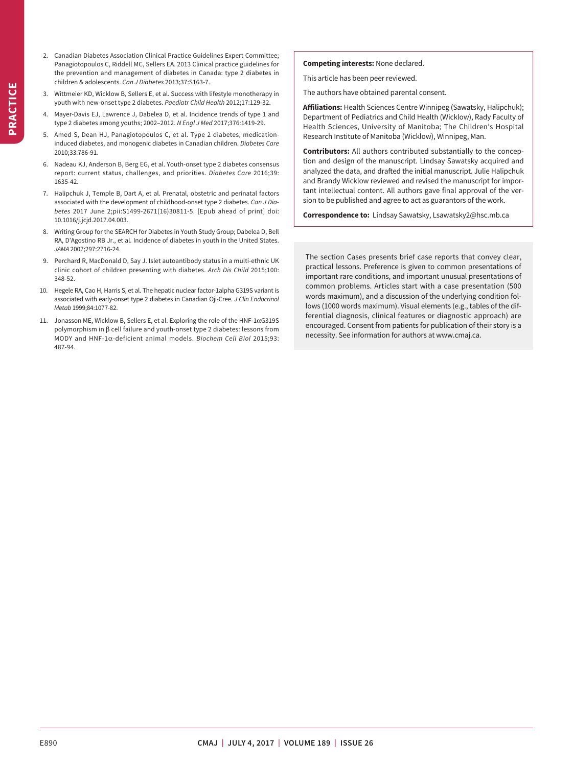2. Canadian Diabetes Association Clinical Practice Guidelines Expert Committee; Panagiotopoulos C, Riddell MC, Sellers EA. 2013 Clinical practice guidelines for the prevention and management of diabetes in Canada: type 2 diabetes in children & adolescents. *Can J Diabetes* 2013;37:S163-7.
3. Wittmeier KD, Wicklow B, Sellers E, et al. Success with lifestyle monotherapy in youth with new-onset type 2 diabetes. *Paediatr Child Health* 2012;17:129-32.
4. Mayer-Davis EJ, Lawrence J, Dabelea D, et al. Incidence trends of type 1 and type 2 diabetes among youths; 2002–2012. *N Engl J Med* 2017;376:1419-29.
5. Amed S, Dean HJ, Panagiotopoulos C, et al. Type 2 diabetes, medication-induced diabetes, and monogenic diabetes in Canadian children. *Diabetes Care* 2010;33:786-91.
6. Nadeau KJ, Anderson B, Berg EG, et al. Youth-onset type 2 diabetes consensus report: current status, challenges, and priorities. *Diabetes Care* 2016;39:1635-42.
7. Halipchuk J, Temple B, Dart A, et al. Prenatal, obstetric and perinatal factors associated with the development of childhood-onset type 2 diabetes. *Can J Diabetes* 2017 June 2;pii:S1499-2671(16)30811-5. [Epub ahead of print] doi: 10.1016/j.jcjd.2017.04.003.
8. Writing Group for the SEARCH for Diabetes in Youth Study Group; Dabelea D, Bell RA, D'Agostino RB Jr., et al. Incidence of diabetes in youth in the United States. *JAMA* 2007;297:2716-24.
9. Perchard R, MacDonald D, Say J. Islet autoantibody status in a multi-ethnic UK clinic cohort of children presenting with diabetes. *Arch Dis Child* 2015;100:348-52.
10. Hegele RA, Cao H, Harris S, et al. The hepatic nuclear factor-1alpha G319S variant is associated with early-onset type 2 diabetes in Canadian Oji-Cree. *J Clin Endocrinol Metab* 1999;84:1077-82.
11. Jonasson ME, Wicklow B, Sellers E, et al. Exploring the role of the HNF-1αG319S polymorphism in β cell failure and youth-onset type 2 diabetes: lessons from MODY and HNF-1α-deficient animal models. *Biochem Cell Biol* 2015;93:487-94.

**Competing interests:** None declared.

This article has been peer reviewed.

The authors have obtained parental consent.

**Affiliations:** Health Sciences Centre Winnipeg (Sawatsky, Halipchuk); Department of Pediatrics and Child Health (Wicklow), Rady Faculty of Health Sciences, University of Manitoba; The Children's Hospital Research Institute of Manitoba (Wicklow), Winnipeg, Man.

**Contributors:** All authors contributed substantially to the conception and design of the manuscript. Lindsay Sawatsky acquired and analyzed the data, and drafted the initial manuscript. Julie Halipchuk and Brandy Wicklow reviewed and revised the manuscript for important intellectual content. All authors gave final approval of the version to be published and agree to act as guarantors of the work.

**Correspondence to:** Lindsay Sawatsky, Lsawatsky2@hsc.mb.ca

The section Cases presents brief case reports that convey clear, practical lessons. Preference is given to common presentations of important rare conditions, and important unusual presentations of common problems. Articles start with a case presentation (500 words maximum), and a discussion of the underlying condition follows (1000 words maximum). Visual elements (e.g., tables of the differential diagnosis, clinical features or diagnostic approach) are encouraged. Consent from patients for publication of their story is a necessity. See information for authors at www.cmaj.ca.